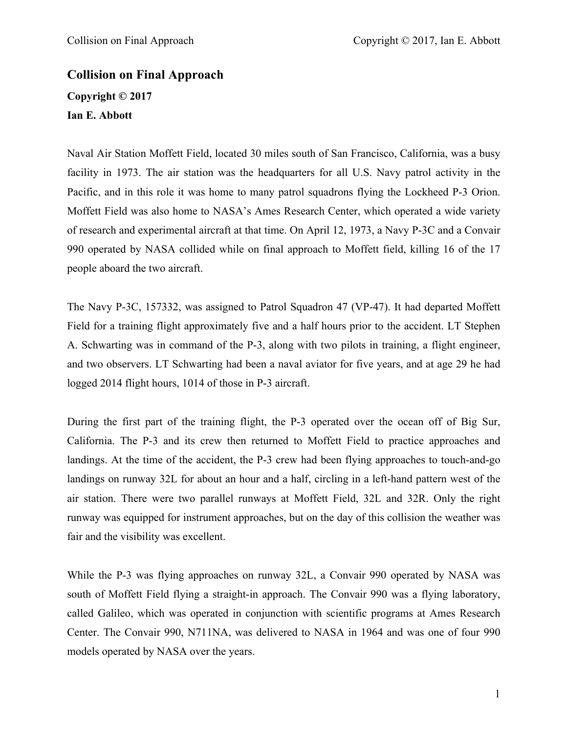# Collision on Final Approach

**Copyright © 2017**

**Ian E. Abbott**

Naval Air Station Moffett Field, located 30 miles south of San Francisco, California, was a busy facility in 1973. The air station was the headquarters for all U.S. Navy patrol activity in the Pacific, and in this role it was home to many patrol squadrons flying the Lockheed P-3 Orion. Moffett Field was also home to NASA's Ames Research Center, which operated a wide variety of research and experimental aircraft at that time. On April 12, 1973, a Navy P-3C and a Convair 990 operated by NASA collided while on final approach to Moffett field, killing 16 of the 17 people aboard the two aircraft.

The Navy P-3C, 157332, was assigned to Patrol Squadron 47 (VP-47). It had departed Moffett Field for a training flight approximately five and a half hours prior to the accident. LT Stephen A. Schwarting was in command of the P-3, along with two pilots in training, a flight engineer, and two observers. LT Schwarting had been a naval aviator for five years, and at age 29 he had logged 2014 flight hours, 1014 of those in P-3 aircraft.

During the first part of the training flight, the P-3 operated over the ocean off of Big Sur, California. The P-3 and its crew then returned to Moffett Field to practice approaches and landings. At the time of the accident, the P-3 crew had been flying approaches to touch-and-go landings on runway 32L for about an hour and a half, circling in a left-hand pattern west of the air station. There were two parallel runways at Moffett Field, 32L and 32R. Only the right runway was equipped for instrument approaches, but on the day of this collision the weather was fair and the visibility was excellent.

While the P-3 was flying approaches on runway 32L, a Convair 990 operated by NASA was south of Moffett Field flying a straight-in approach. The Convair 990 was a flying laboratory, called Galileo, which was operated in conjunction with scientific programs at Ames Research Center. The Convair 990, N711NA, was delivered to NASA in 1964 and was one of four 990 models operated by NASA over the years.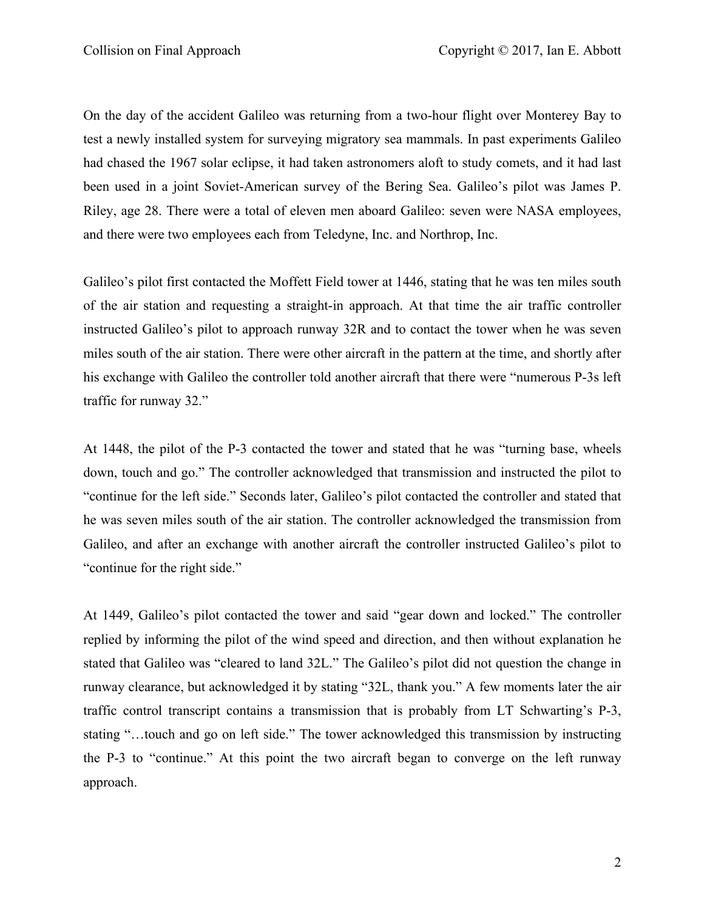On the day of the accident Galileo was returning from a two-hour flight over Monterey Bay to test a newly installed system for surveying migratory sea mammals. In past experiments Galileo had chased the 1967 solar eclipse, it had taken astronomers aloft to study comets, and it had last been used in a joint Soviet-American survey of the Bering Sea. Galileo's pilot was James P. Riley, age 28. There were a total of eleven men aboard Galileo: seven were NASA employees, and there were two employees each from Teledyne, Inc. and Northrop, Inc.

Galileo's pilot first contacted the Moffett Field tower at 1446, stating that he was ten miles south of the air station and requesting a straight-in approach. At that time the air traffic controller instructed Galileo's pilot to approach runway 32R and to contact the tower when he was seven miles south of the air station. There were other aircraft in the pattern at the time, and shortly after his exchange with Galileo the controller told another aircraft that there were "numerous P-3s left traffic for runway 32."

At 1448, the pilot of the P-3 contacted the tower and stated that he was "turning base, wheels down, touch and go." The controller acknowledged that transmission and instructed the pilot to "continue for the left side." Seconds later, Galileo's pilot contacted the controller and stated that he was seven miles south of the air station. The controller acknowledged the transmission from Galileo, and after an exchange with another aircraft the controller instructed Galileo's pilot to "continue for the right side."

At 1449, Galileo's pilot contacted the tower and said "gear down and locked." The controller replied by informing the pilot of the wind speed and direction, and then without explanation he stated that Galileo was "cleared to land 32L." The Galileo's pilot did not question the change in runway clearance, but acknowledged it by stating "32L, thank you." A few moments later the air traffic control transcript contains a transmission that is probably from LT Schwarting's P-3, stating "…touch and go on left side." The tower acknowledged this transmission by instructing the P-3 to "continue." At this point the two aircraft began to converge on the left runway approach.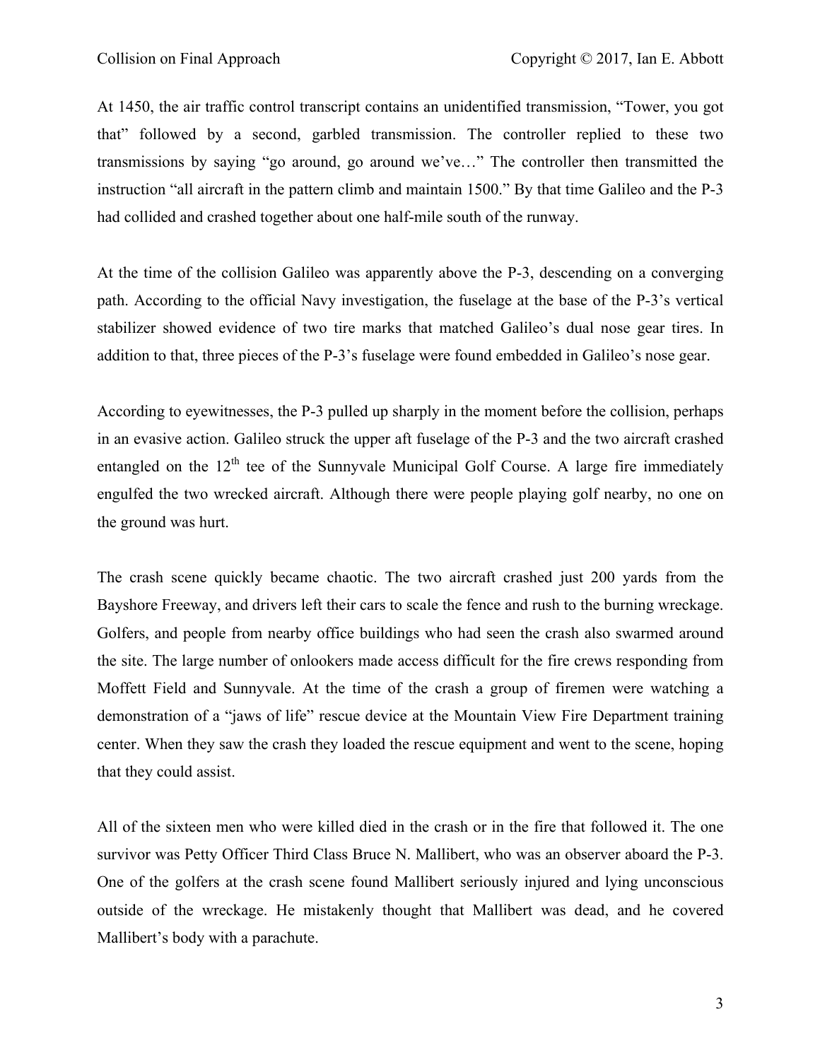At 1450, the air traffic control transcript contains an unidentified transmission, “Tower, you got that” followed by a second, garbled transmission. The controller replied to these two transmissions by saying “go around, go around we’ve…” The controller then transmitted the instruction “all aircraft in the pattern climb and maintain 1500.” By that time Galileo and the P-3 had collided and crashed together about one half-mile south of the runway.

At the time of the collision Galileo was apparently above the P-3, descending on a converging path. According to the official Navy investigation, the fuselage at the base of the P-3’s vertical stabilizer showed evidence of two tire marks that matched Galileo’s dual nose gear tires. In addition to that, three pieces of the P-3’s fuselage were found embedded in Galileo’s nose gear.

According to eyewitnesses, the P-3 pulled up sharply in the moment before the collision, perhaps in an evasive action. Galileo struck the upper aft fuselage of the P-3 and the two aircraft crashed entangled on the 12th tee of the Sunnyvale Municipal Golf Course. A large fire immediately engulfed the two wrecked aircraft. Although there were people playing golf nearby, no one on the ground was hurt.

The crash scene quickly became chaotic. The two aircraft crashed just 200 yards from the Bayshore Freeway, and drivers left their cars to scale the fence and rush to the burning wreckage. Golfers, and people from nearby office buildings who had seen the crash also swarmed around the site. The large number of onlookers made access difficult for the fire crews responding from Moffett Field and Sunnyvale. At the time of the crash a group of firemen were watching a demonstration of a “jaws of life” rescue device at the Mountain View Fire Department training center. When they saw the crash they loaded the rescue equipment and went to the scene, hoping that they could assist.

All of the sixteen men who were killed died in the crash or in the fire that followed it. The one survivor was Petty Officer Third Class Bruce N. Mallibert, who was an observer aboard the P-3. One of the golfers at the crash scene found Mallibert seriously injured and lying unconscious outside of the wreckage. He mistakenly thought that Mallibert was dead, and he covered Mallibert’s body with a parachute.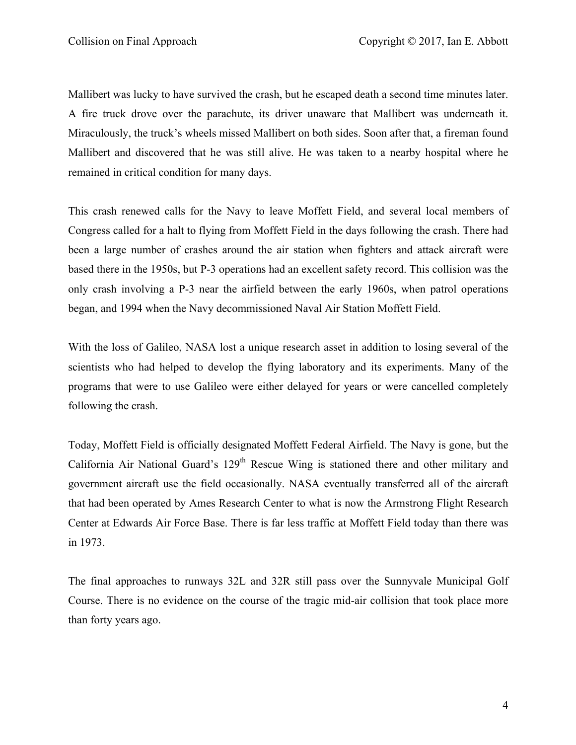Mallibert was lucky to have survived the crash, but he escaped death a second time minutes later. A fire truck drove over the parachute, its driver unaware that Mallibert was underneath it. Miraculously, the truck's wheels missed Mallibert on both sides. Soon after that, a fireman found Mallibert and discovered that he was still alive. He was taken to a nearby hospital where he remained in critical condition for many days.

This crash renewed calls for the Navy to leave Moffett Field, and several local members of Congress called for a halt to flying from Moffett Field in the days following the crash. There had been a large number of crashes around the air station when fighters and attack aircraft were based there in the 1950s, but P-3 operations had an excellent safety record. This collision was the only crash involving a P-3 near the airfield between the early 1960s, when patrol operations began, and 1994 when the Navy decommissioned Naval Air Station Moffett Field.

With the loss of Galileo, NASA lost a unique research asset in addition to losing several of the scientists who had helped to develop the flying laboratory and its experiments. Many of the programs that were to use Galileo were either delayed for years or were cancelled completely following the crash.

Today, Moffett Field is officially designated Moffett Federal Airfield. The Navy is gone, but the California Air National Guard's 129th Rescue Wing is stationed there and other military and government aircraft use the field occasionally. NASA eventually transferred all of the aircraft that had been operated by Ames Research Center to what is now the Armstrong Flight Research Center at Edwards Air Force Base. There is far less traffic at Moffett Field today than there was in 1973.

The final approaches to runways 32L and 32R still pass over the Sunnyvale Municipal Golf Course. There is no evidence on the course of the tragic mid-air collision that took place more than forty years ago.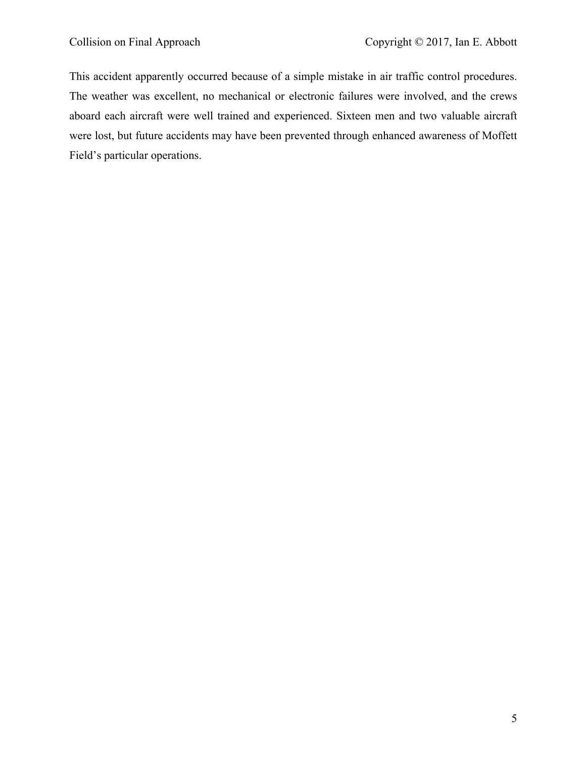This accident apparently occurred because of a simple mistake in air traffic control procedures. The weather was excellent, no mechanical or electronic failures were involved, and the crews aboard each aircraft were well trained and experienced. Sixteen men and two valuable aircraft were lost, but future accidents may have been prevented through enhanced awareness of Moffett Field's particular operations.